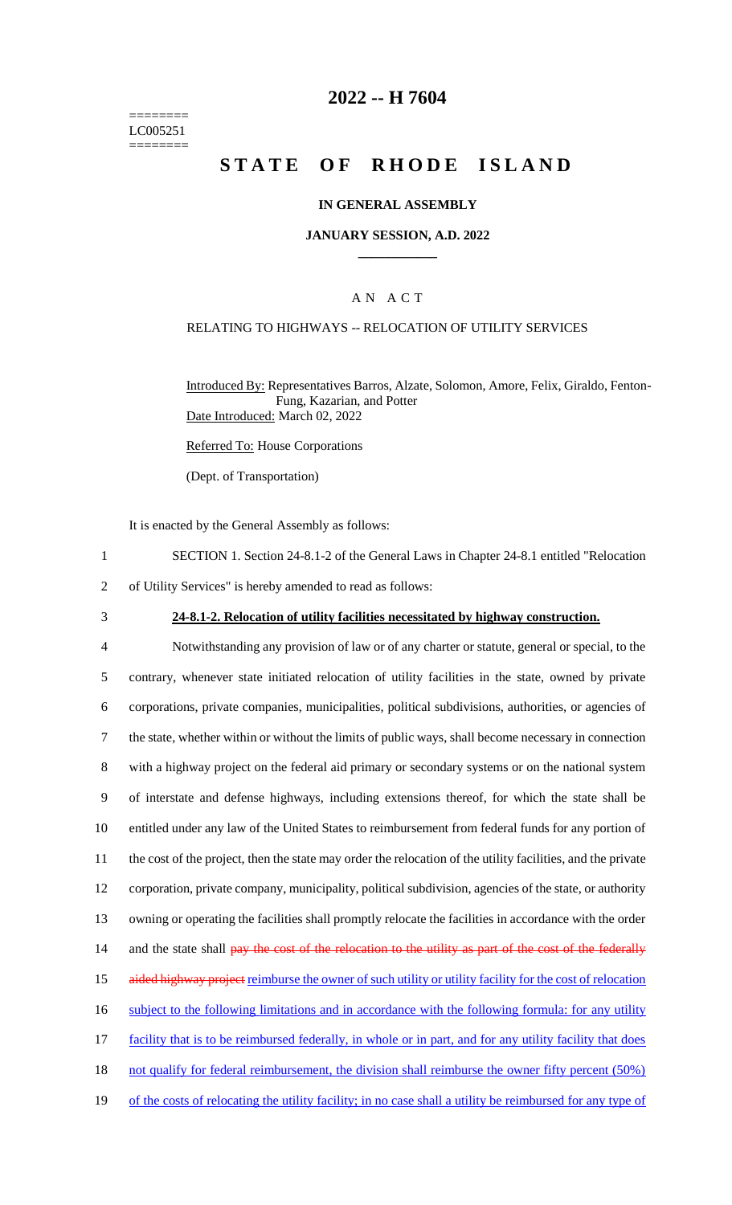======== LC005251 ========

# 2022 -- H 7604

# STATE OF RHODE ISLAND

## IN GENERAL ASSEMBLY

### JANUARY SESSION, A.D. 2022

### A N A C T

RELATING TO HIGHWAYS -- RELOCATION OF UTILITY SERVICES

Introduced By: Representatives Barros, Alzate, Solomon, Amore, Felix, Giraldo, Fenton-Fung, Kazarian, and Potter
Date Introduced: March 02, 2022

Referred To: House Corporations

(Dept. of Transportation)

It is enacted by the General Assembly as follows:

1 SECTION 1. Section 24-8.1-2 of the General Laws in Chapter 24-8.1 entitled "Relocation
2 of Utility Services" is hereby amended to read as follows:

3 **24-8.1-2. Relocation of utility facilities necessitated by highway construction.**

4 Notwithstanding any provision of law or of any charter or statute, general or special, to the
5 contrary, whenever state initiated relocation of utility facilities in the state, owned by private
6 corporations, private companies, municipalities, political subdivisions, authorities, or agencies of
7 the state, whether within or without the limits of public ways, shall become necessary in connection
8 with a highway project on the federal aid primary or secondary systems or on the national system
9 of interstate and defense highways, including extensions thereof, for which the state shall be
10 entitled under any law of the United States to reimbursement from federal funds for any portion of
11 the cost of the project, then the state may order the relocation of the utility facilities, and the private
12 corporation, private company, municipality, political subdivision, agencies of the state, or authority
13 owning or operating the facilities shall promptly relocate the facilities in accordance with the order
14 and the state shall ~~pay the cost of the relocation to the utility as part of the cost of the federally~~
15 ~~aided highway project~~ reimburse the owner of such utility or utility facility for the cost of relocation
16 subject to the following limitations and in accordance with the following formula: for any utility
17 facility that is to be reimbursed federally, in whole or in part, and for any utility facility that does
18 not qualify for federal reimbursement, the division shall reimburse the owner fifty percent (50%)
19 of the costs of relocating the utility facility; in no case shall a utility be reimbursed for any type of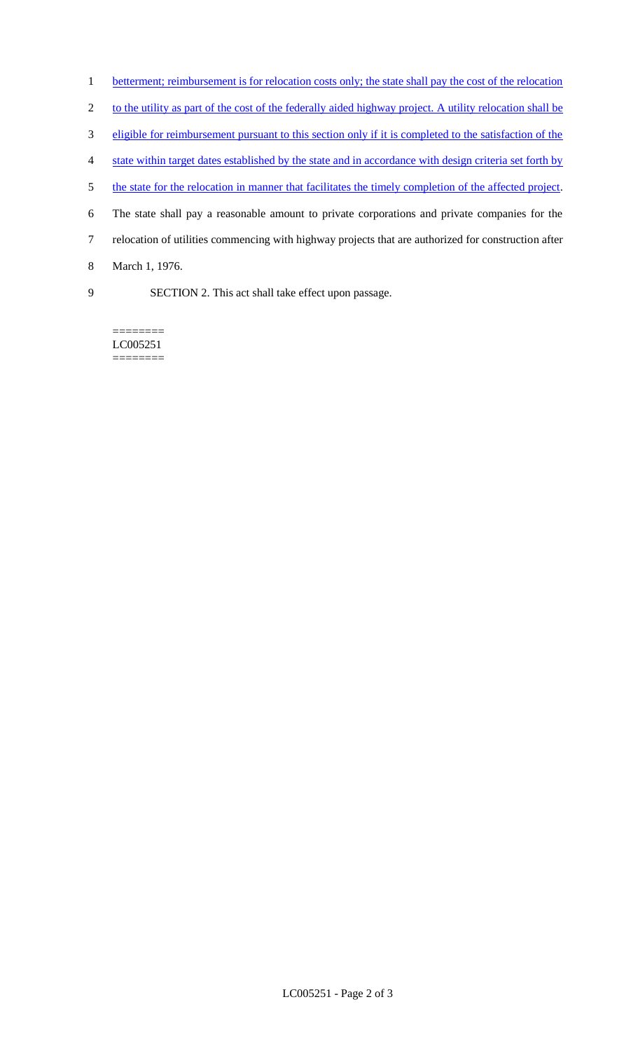betterment; reimbursement is for relocation costs only; the state shall pay the cost of the relocation to the utility as part of the cost of the federally aided highway project. A utility relocation shall be eligible for reimbursement pursuant to this section only if it is completed to the satisfaction of the state within target dates established by the state and in accordance with design criteria set forth by the state for the relocation in manner that facilitates the timely completion of the affected project. The state shall pay a reasonable amount to private corporations and private companies for the relocation of utilities commencing with highway projects that are authorized for construction after March 1, 1976.

SECTION 2. This act shall take effect upon passage.

========
LC005251
========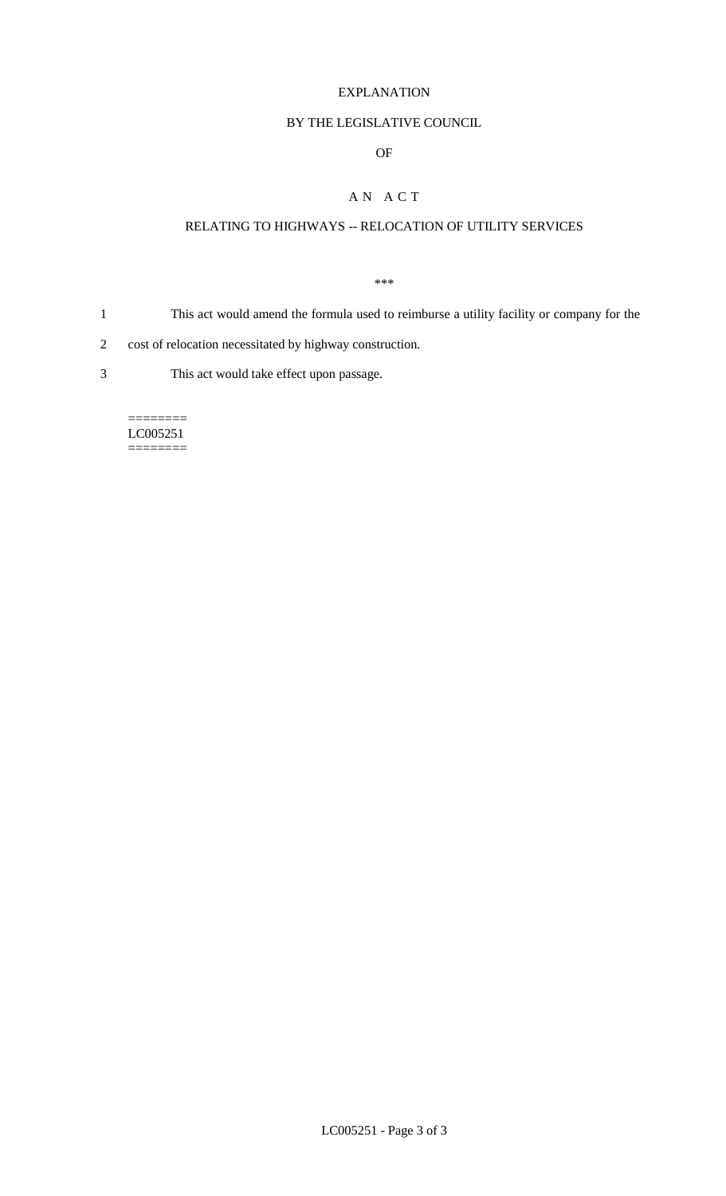EXPLANATION

BY THE LEGISLATIVE COUNCIL

OF

A N A C T

RELATING TO HIGHWAYS -- RELOCATION OF UTILITY SERVICES

\*\*\*

1 This act would amend the formula used to reimburse a utility facility or company for the

2 cost of relocation necessitated by highway construction.

3 This act would take effect upon passage.

========
LC005251
========